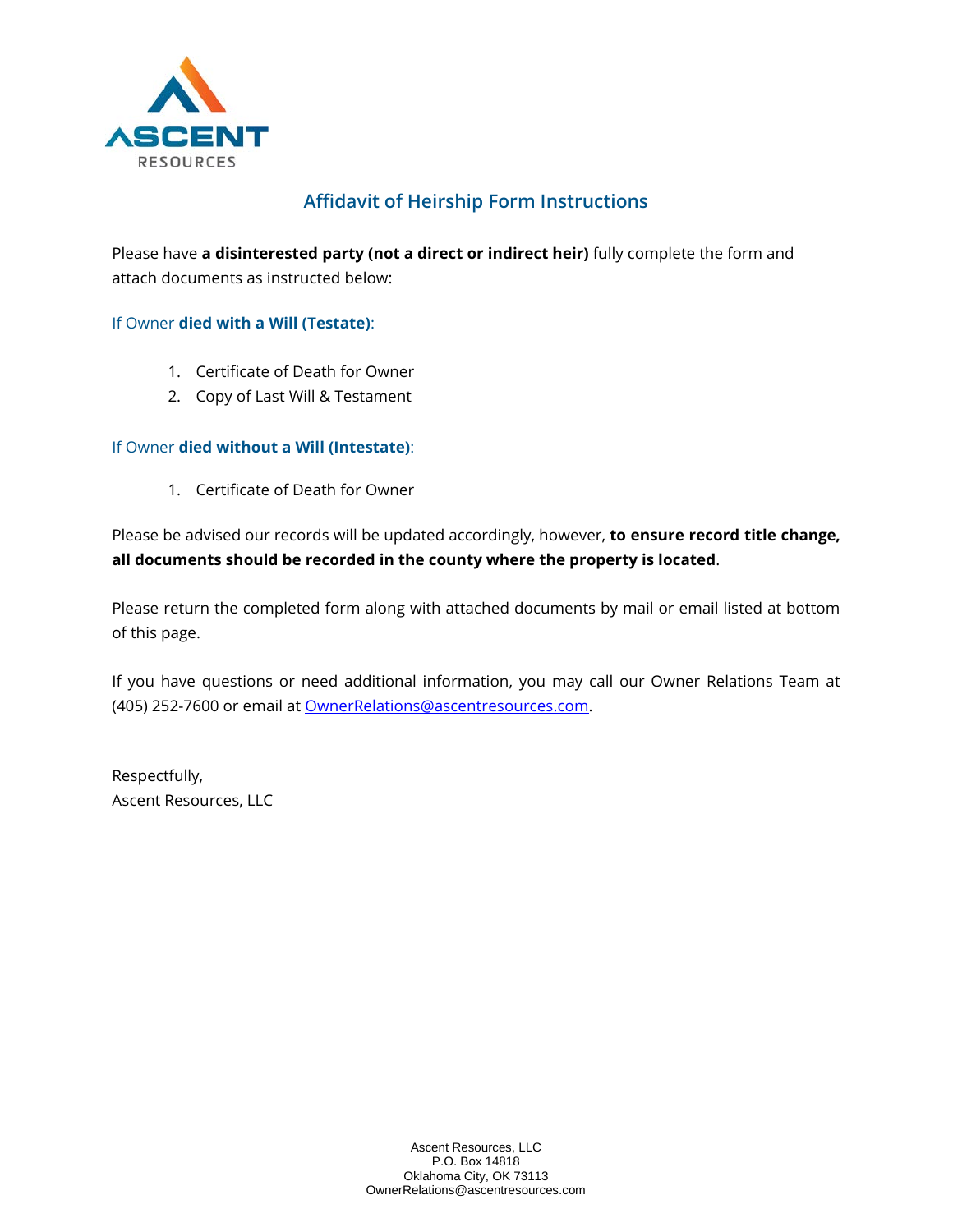ASCENT
RESOURCES

# Affidavit of Heirship Form Instructions

Please have **a disinterested party (not a direct or indirect heir)** fully complete the form and attach documents as instructed below:

If Owner **died with a Will (Testate)**:

1. Certificate of Death for Owner
2. Copy of Last Will & Testament

If Owner **died without a Will (Intestate)**:

1. Certificate of Death for Owner

Please be advised our records will be updated accordingly, however, **to ensure record title change, all documents should be recorded in the county where the property is located**.

Please return the completed form along with attached documents by mail or email listed at bottom of this page.

If you have questions or need additional information, you may call our Owner Relations Team at (405) 252-7600 or email at OwnerRelations@ascentresources.com.

Respectfully,
Ascent Resources, LLC

Ascent Resources, LLC
P.O. Box 14818
Oklahoma City, OK 73113
OwnerRelations@ascentresources.com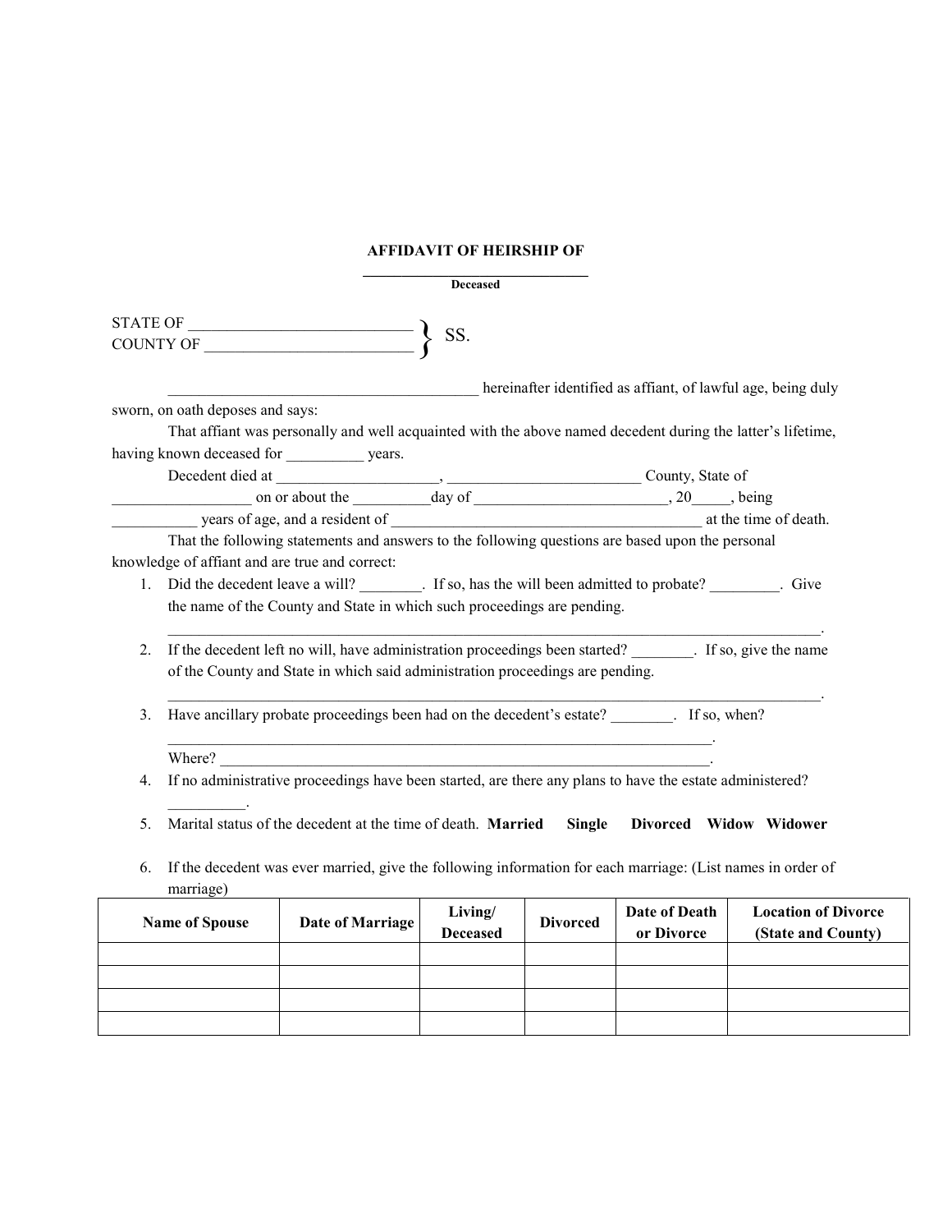**AFFIDAVIT OF HEIRSHIP OF**

______________________________
**Deceased**

STATE OF ____________________________ }
COUNTY OF __________________________ } SS.

________________________________________ hereinafter identified as affiant, of lawful age, being duly sworn, on oath deposes and says:

That affiant was personally and well acquainted with the above named decedent during the latter's lifetime, having known deceased for __________ years.

Decedent died at ____________________, ________________________ County, State of __________________ on or about the __________day of ________________________, 20_____, being ___________ years of age, and a resident of ________________________________________ at the time of death.

That the following statements and answers to the following questions are based upon the personal knowledge of affiant and are true and correct:

1. Did the decedent leave a will? ________. If so, has the will been admitted to probate? _________. Give the name of the County and State in which such proceedings are pending.
   ______________________________________________________________________________________.
2. If the decedent left no will, have administration proceedings been started? ________. If so, give the name of the County and State in which said administration proceedings are pending.
   ______________________________________________________________________________________.
3. Have ancillary probate proceedings been had on the decedent's estate? ________. If so, when?
   _________________________________________________________________________.
   Where? __________________________________________________________________.
4. If no administrative proceedings have been started, are there any plans to have the estate administered?
   __________.
5. Marital status of the decedent at the time of death. **Married** **Single** **Divorced** **Widow** **Widower**
6. If the decedent was ever married, give the following information for each marriage: (List names in order of marriage)

| Name of Spouse | Date of Marriage | Living/ Deceased | Divorced | Date of Death or Divorce | Location of Divorce (State and County) |
|---|---|---|---|---|---|
| | | | | | |
| | | | | | |
| | | | | | |
| | | | | | |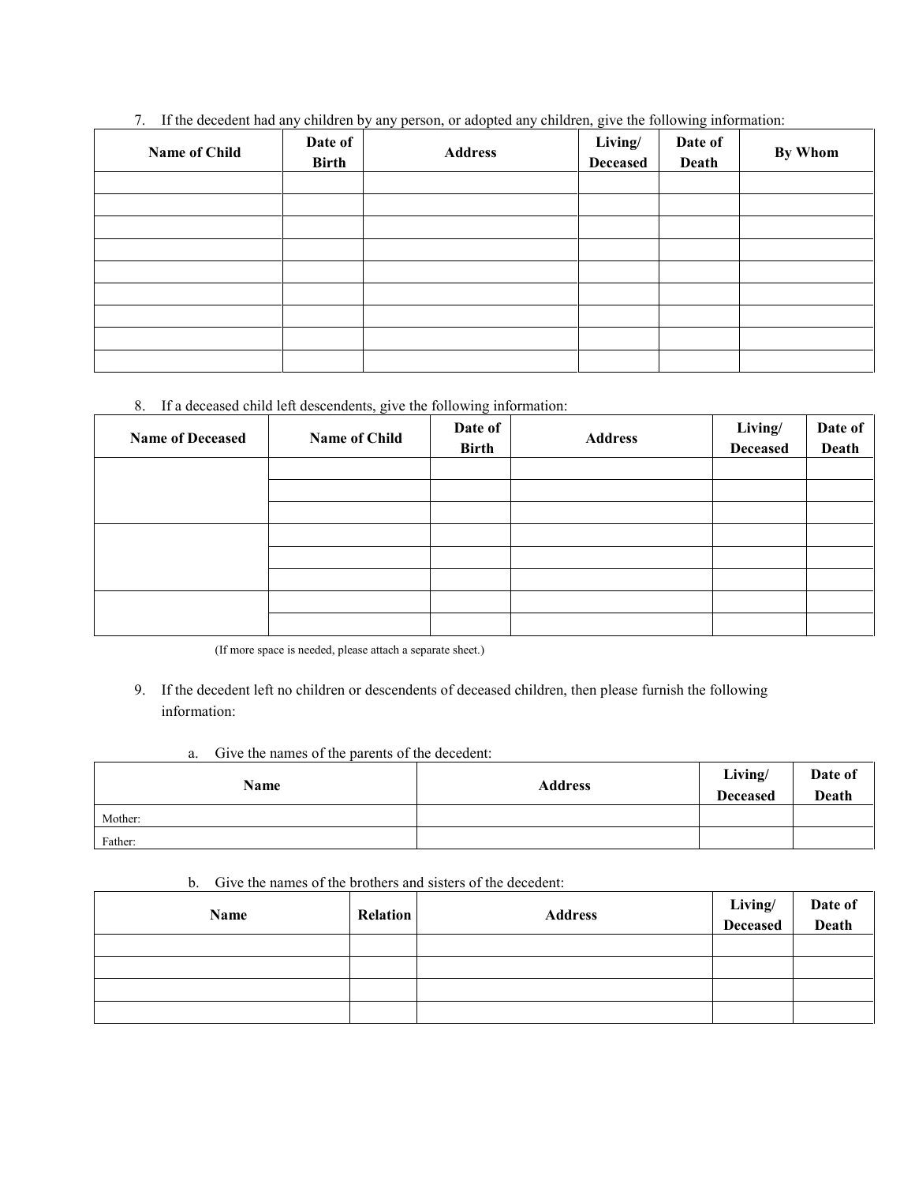7. If the decedent had any children by any person, or adopted any children, give the following information:

| Name of Child | Date of Birth | Address | Living/ Deceased | Date of Death | By Whom |
|---|---|---|---|---|---|
| | | | | | |
| | | | | | |
| | | | | | |
| | | | | | |
| | | | | | |
| | | | | | |
| | | | | | |
| | | | | | |
| | | | | | |

8. If a deceased child left descendents, give the following information:

| Name of Deceased | Name of Child | Date of Birth | Address | Living/ Deceased | Date of Death |
|---|---|---|---|---|---|
| | | | | | |
| | | | | | |
| | | | | | |
| | | | | | |
| | | | | | |
| | | | | | |
| | | | | | |
| | | | | | |

(If more space is needed, please attach a separate sheet.)

9. If the decedent left no children or descendents of deceased children, then please furnish the following information:

a. Give the names of the parents of the decedent:

| Name | Address | Living/ Deceased | Date of Death |
|---|---|---|---|
| Mother: | | | |
| Father: | | | |

b. Give the names of the brothers and sisters of the decedent:

| Name | Relation | Address | Living/ Deceased | Date of Death |
|---|---|---|---|---|
| | | | | |
| | | | | |
| | | | | |
| | | | | |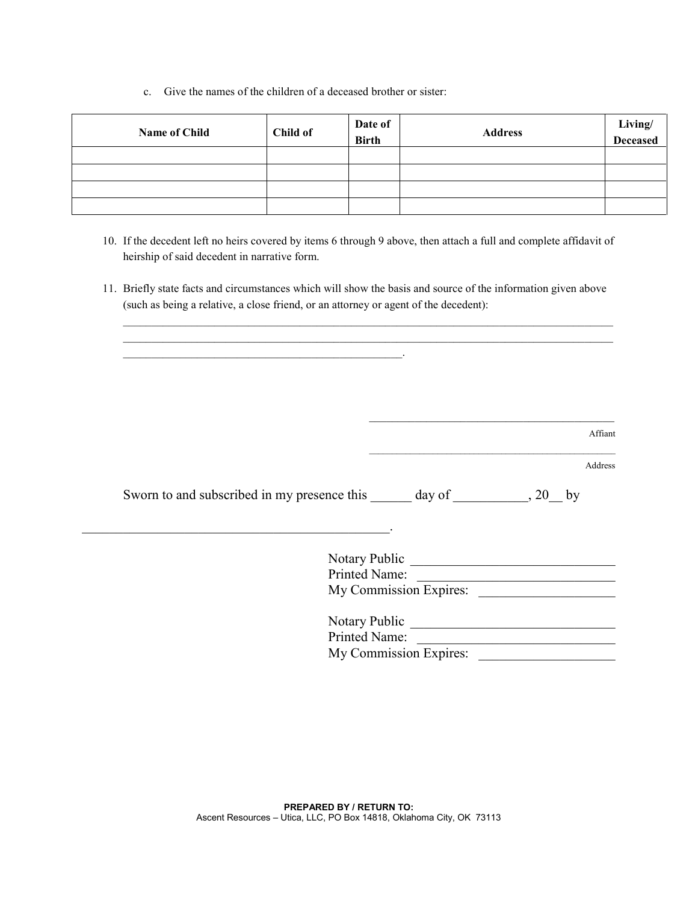c. Give the names of the children of a deceased brother or sister:

| Name of Child | Child of | Date of Birth | Address | Living/ Deceased |
|---|---|---|---|---|
| | | | | |
| | | | | |
| | | | | |
| | | | | |

10. If the decedent left no heirs covered by items 6 through 9 above, then attach a full and complete affidavit of heirship of said decedent in narrative form.

11. Briefly state facts and circumstances which will show the basis and source of the information given above (such as being a relative, a close friend, or an attorney or agent of the decedent):
_____________________________________________________________________________________________
_____________________________________________________________________________________________
_____________________________________________________.

_____________________________________________
Affiant

_____________________________________________
Address

Sworn to and subscribed in my presence this ______ day of ___________, 20__ by

_______________________________________________.

Notary Public ______________________________
Printed Name: ______________________________
My Commission Expires: ____________________

Notary Public ______________________________
Printed Name: ______________________________
My Commission Expires: ____________________

**PREPARED BY / RETURN TO:**
Ascent Resources – Utica, LLC, PO Box 14818, Oklahoma City, OK 73113